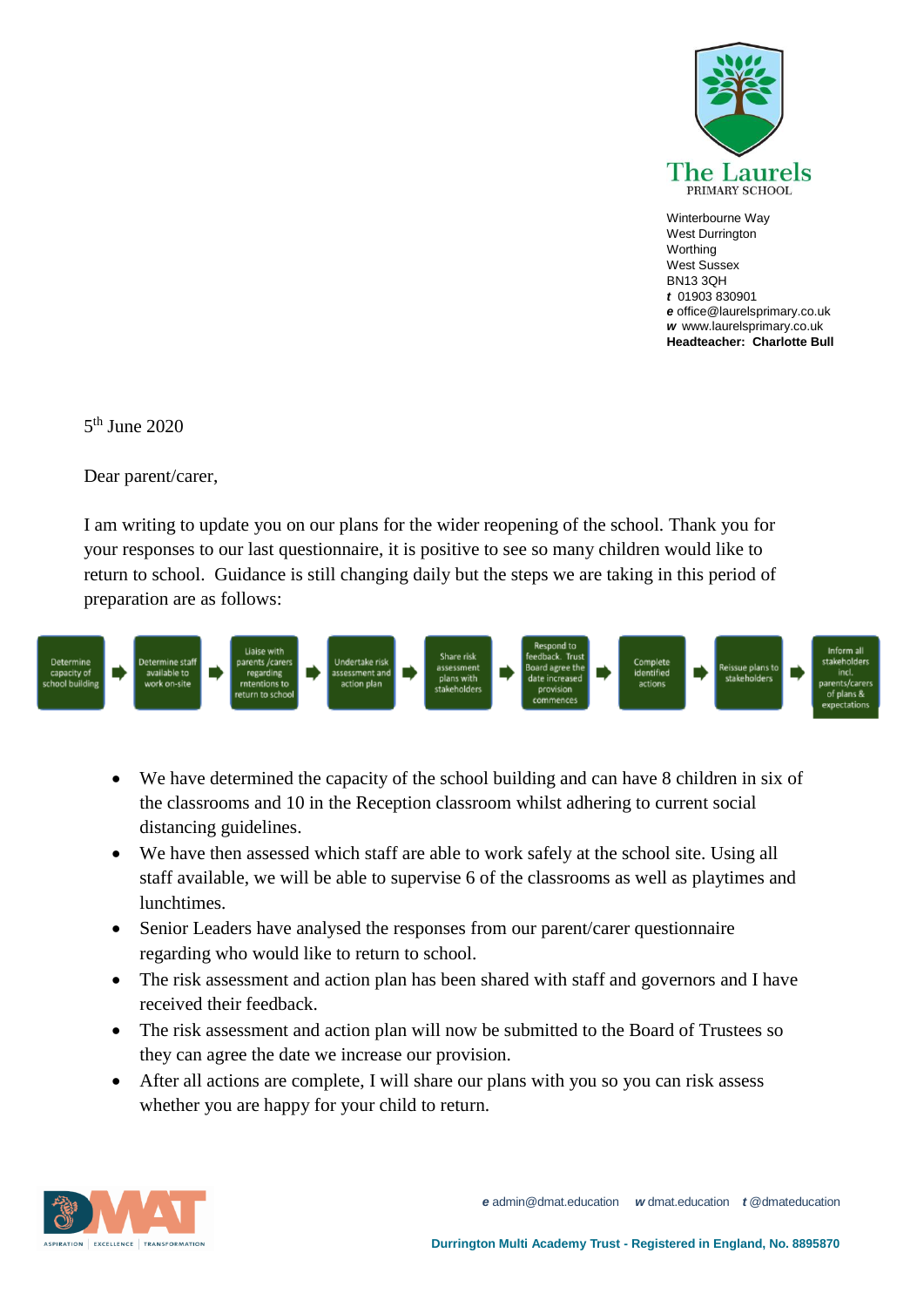The Laurels
PRIMARY SCHOOL

Winterbourne Way
West Durrington
Worthing
West Sussex
BN13 3QH
*t* 01903 830901
*e* office@laurelsprimary.co.uk
*w* www.laurelsprimary.co.uk
**Headteacher: Charlotte Bull**

5th June 2020

Dear parent/carer,

I am writing to update you on our plans for the wider reopening of the school. Thank you for your responses to our last questionnaire, it is positive to see so many children would like to return to school. Guidance is still changing daily but the steps we are taking in this period of preparation are as follows:

Determine capacity of school building → Determine staff available to work on-site → Liaise with parents /carers regarding rntentions to return to school → Undertake risk assessment and action plan → Share risk assessment plans with stakeholders → Respond to feedback. Trust Board agree the date increased provision commences → Complete identified actions → Reissue plans to stakeholders → Inform all stakeholders incl. parents/carers of plans & expectations

- We have determined the capacity of the school building and can have 8 children in six of the classrooms and 10 in the Reception classroom whilst adhering to current social distancing guidelines.
- We have then assessed which staff are able to work safely at the school site. Using all staff available, we will be able to supervise 6 of the classrooms as well as playtimes and lunchtimes.
- Senior Leaders have analysed the responses from our parent/carer questionnaire regarding who would like to return to school.
- The risk assessment and action plan has been shared with staff and governors and I have received their feedback.
- The risk assessment and action plan will now be submitted to the Board of Trustees so they can agree the date we increase our provision.
- After all actions are complete, I will share our plans with you so you can risk assess whether you are happy for your child to return.

DMAT
ASPIRATION | EXCELLENCE | TRANSFORMATION

*e* admin@dmat.education *w* dmat.education *t* @dmateducation

**Durrington Multi Academy Trust - Registered in England, No. 8895870**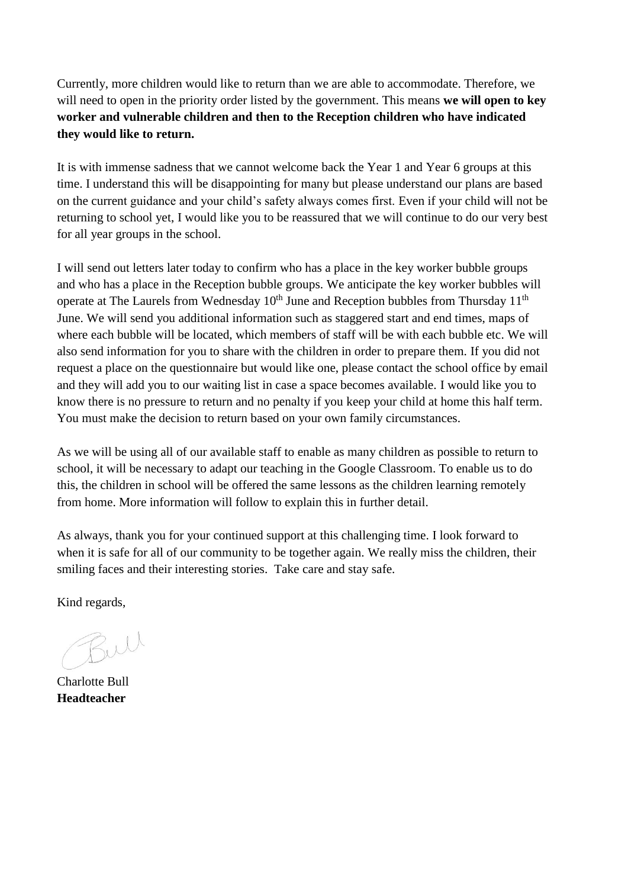Currently, more children would like to return than we are able to accommodate. Therefore, we will need to open in the priority order listed by the government. This means **we will open to key worker and vulnerable children and then to the Reception children who have indicated they would like to return.**

It is with immense sadness that we cannot welcome back the Year 1 and Year 6 groups at this time. I understand this will be disappointing for many but please understand our plans are based on the current guidance and your child's safety always comes first. Even if your child will not be returning to school yet, I would like you to be reassured that we will continue to do our very best for all year groups in the school.

I will send out letters later today to confirm who has a place in the key worker bubble groups and who has a place in the Reception bubble groups. We anticipate the key worker bubbles will operate at The Laurels from Wednesday 10th June and Reception bubbles from Thursday 11th June. We will send you additional information such as staggered start and end times, maps of where each bubble will be located, which members of staff will be with each bubble etc. We will also send information for you to share with the children in order to prepare them. If you did not request a place on the questionnaire but would like one, please contact the school office by email and they will add you to our waiting list in case a space becomes available. I would like you to know there is no pressure to return and no penalty if you keep your child at home this half term. You must make the decision to return based on your own family circumstances.

As we will be using all of our available staff to enable as many children as possible to return to school, it will be necessary to adapt our teaching in the Google Classroom. To enable us to do this, the children in school will be offered the same lessons as the children learning remotely from home. More information will follow to explain this in further detail.

As always, thank you for your continued support at this challenging time. I look forward to when it is safe for all of our community to be together again. We really miss the children, their smiling faces and their interesting stories. Take care and stay safe.

Kind regards,

Charlotte Bull
**Headteacher**